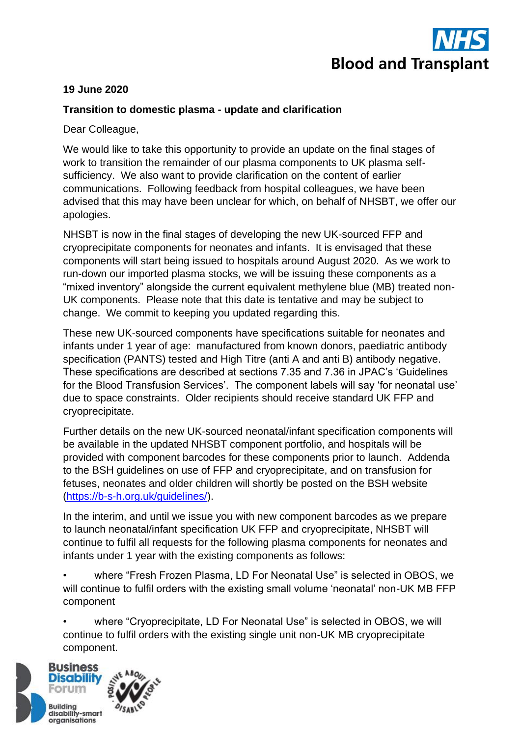NHS Blood and Transplant

**19 June 2020**

**Transition to domestic plasma - update and clarification**

Dear Colleague,

We would like to take this opportunity to provide an update on the final stages of work to transition the remainder of our plasma components to UK plasma self-sufficiency. We also want to provide clarification on the content of earlier communications. Following feedback from hospital colleagues, we have been advised that this may have been unclear for which, on behalf of NHSBT, we offer our apologies.

NHSBT is now in the final stages of developing the new UK-sourced FFP and cryoprecipitate components for neonates and infants. It is envisaged that these components will start being issued to hospitals around August 2020. As we work to run-down our imported plasma stocks, we will be issuing these components as a "mixed inventory" alongside the current equivalent methylene blue (MB) treated non-UK components. Please note that this date is tentative and may be subject to change. We commit to keeping you updated regarding this.

These new UK-sourced components have specifications suitable for neonates and infants under 1 year of age: manufactured from known donors, paediatric antibody specification (PANTS) tested and High Titre (anti A and anti B) antibody negative. These specifications are described at sections 7.35 and 7.36 in JPAC's 'Guidelines for the Blood Transfusion Services'. The component labels will say 'for neonatal use' due to space constraints. Older recipients should receive standard UK FFP and cryoprecipitate.

Further details on the new UK-sourced neonatal/infant specification components will be available in the updated NHSBT component portfolio, and hospitals will be provided with component barcodes for these components prior to launch. Addenda to the BSH guidelines on use of FFP and cryoprecipitate, and on transfusion for fetuses, neonates and older children will shortly be posted on the BSH website (https://b-s-h.org.uk/guidelines/).

In the interim, and until we issue you with new component barcodes as we prepare to launch neonatal/infant specification UK FFP and cryoprecipitate, NHSBT will continue to fulfil all requests for the following plasma components for neonates and infants under 1 year with the existing components as follows:

- where "Fresh Frozen Plasma, LD For Neonatal Use" is selected in OBOS, we will continue to fulfil orders with the existing small volume 'neonatal' non-UK MB FFP component
- where "Cryoprecipitate, LD For Neonatal Use" is selected in OBOS, we will continue to fulfil orders with the existing single unit non-UK MB cryoprecipitate component.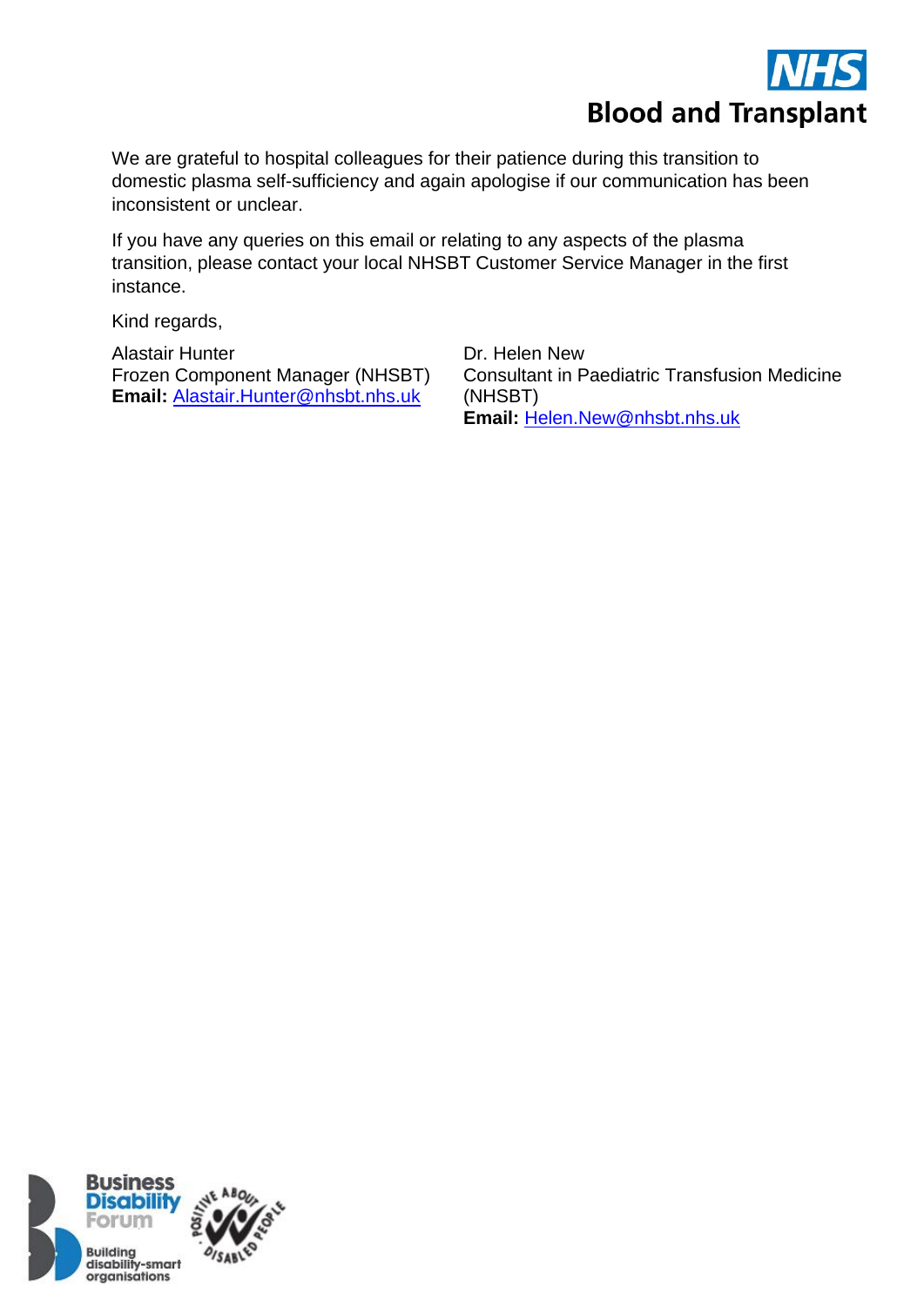We are grateful to hospital colleagues for their patience during this transition to domestic plasma self-sufficiency and again apologise if our communication has been inconsistent or unclear.

If you have any queries on this email or relating to any aspects of the plasma transition, please contact your local NHSBT Customer Service Manager in the first instance.

Kind regards,

Alastair Hunter
Frozen Component Manager (NHSBT)
**Email:** Alastair.Hunter@nhsbt.nhs.uk

Dr. Helen New
Consultant in Paediatric Transfusion Medicine (NHSBT)
**Email:** Helen.New@nhsbt.nhs.uk